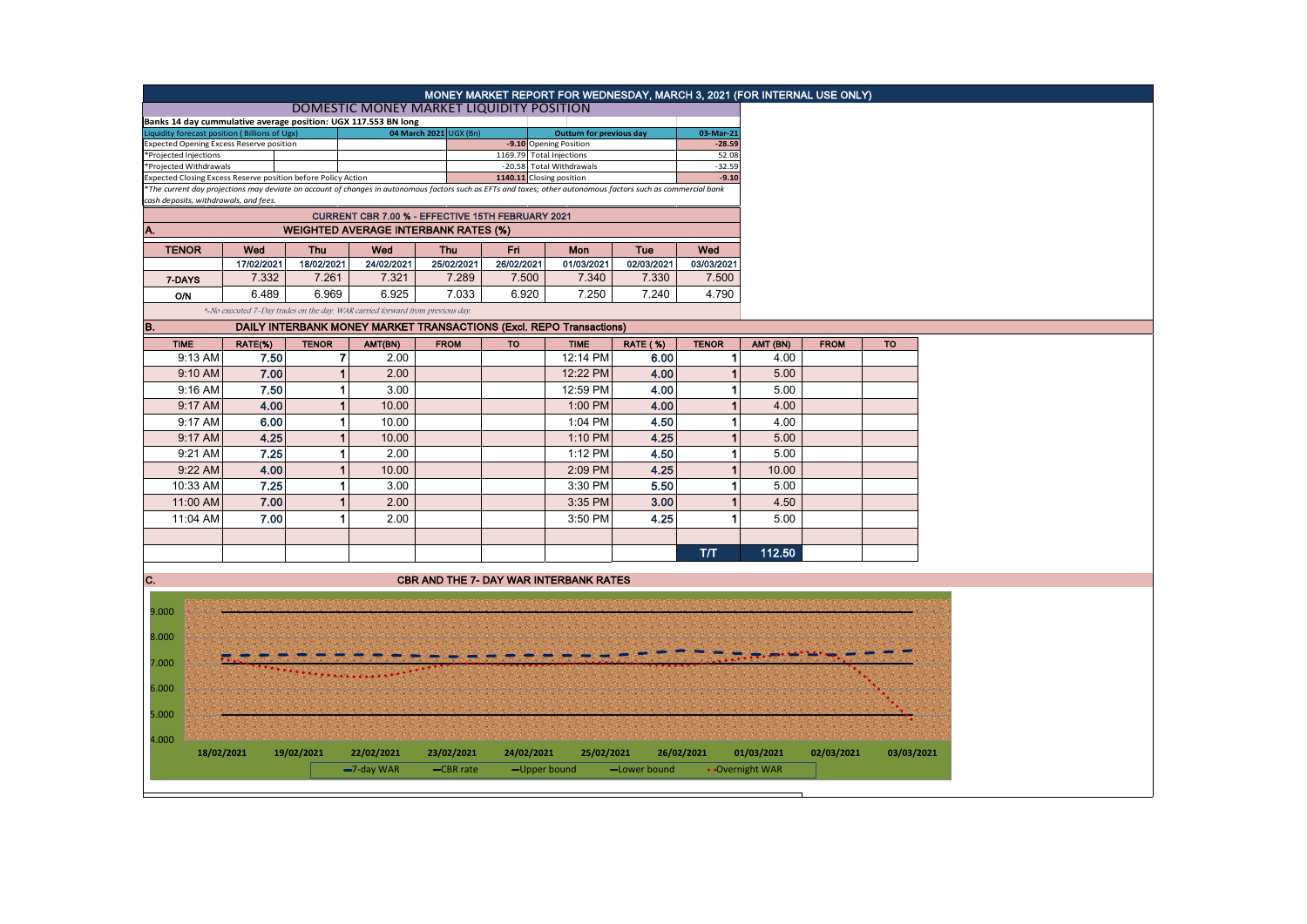# MONEY MARKET REPORT FOR WEDNESDAY, MARCH 3, 2021 (FOR INTERNAL USE ONLY)

## DOMESTIC MONEY MARKET LIQUIDITY POSITION

**Banks 14 day cummulative average position: UGX 117.553 BN long**

| Liquidity forecast position ( Billions of Ugx) | | | 04 March 2021 | UGX (Bn) | Outturn for previous day | 03-Mar-21 |
|---|---|---|---|---|---|---|
| Expected Opening Excess Reserve position | | | | -9.10 | Opening Position | -28.59 |
| *Projected Injections | | | | 1169.79 | Total Injections | 52.08 |
| *Projected Withdrawals | | | | -20.58 | Total Withdrawals | -32.59 |
| Expected Closing Excess Reserve position before Policy Action | | | | 1140.11 | Closing position | -9.10 |

*The current day projections may deviate on account of changes in autonomous factors such as EFTs and taxes; other autonomous factors such as commercial bank cash deposits, withdrawals, and fees.

### CURRENT CBR 7.00 % - EFFECTIVE 15TH FEBRUARY 2021

### A. WEIGHTED AVERAGE INTERBANK RATES (%)

| TENOR | Wed | Thu | Wed | Thu | Fri | Mon | Tue | Wed |
|---|---|---|---|---|---|---|---|---|
| | 17/02/2021 | 18/02/2021 | 24/02/2021 | 25/02/2021 | 26/02/2021 | 01/03/2021 | 02/03/2021 | 03/03/2021 |
| 7-DAYS | 7.332 | 7.261 | 7.321 | 7.289 | 7.500 | 7.340 | 7.330 | 7.500 |
| O/N | 6.489 | 6.969 | 6.925 | 7.033 | 6.920 | 7.250 | 7.240 | 4.790 |

*-No executed 7-Day trades on the day. WAR carried forward from previous day.

### B. DAILY INTERBANK MONEY MARKET TRANSACTIONS (Excl. REPO Transactions)

| TIME | RATE(%) | TENOR | AMT(BN) | FROM | TO | TIME | RATE (%) | TENOR | AMT (BN) | FROM | TO |
|---|---|---|---|---|---|---|---|---|---|---|---|
| 9:13 AM | 7.50 | 7 | 2.00 | | | 12:14 PM | 6.00 | 1 | 4.00 | | |
| 9:10 AM | 7.00 | 1 | 2.00 | | | 12:22 PM | 4.00 | 1 | 5.00 | | |
| 9:16 AM | 7.50 | 1 | 3.00 | | | 12:59 PM | 4.00 | 1 | 5.00 | | |
| 9:17 AM | 4.00 | 1 | 10.00 | | | 1:00 PM | 4.00 | 1 | 4.00 | | |
| 9:17 AM | 6.00 | 1 | 10.00 | | | 1:04 PM | 4.50 | 1 | 4.00 | | |
| 9:17 AM | 4.25 | 1 | 10.00 | | | 1:10 PM | 4.25 | 1 | 5.00 | | |
| 9:21 AM | 7.25 | 1 | 2.00 | | | 1:12 PM | 4.50 | 1 | 5.00 | | |
| 9:22 AM | 4.00 | 1 | 10.00 | | | 2:09 PM | 4.25 | 1 | 10.00 | | |
| 10:33 AM | 7.25 | 1 | 3.00 | | | 3:30 PM | 5.50 | 1 | 5.00 | | |
| 11:00 AM | 7.00 | 1 | 2.00 | | | 3:35 PM | 3.00 | 1 | 4.50 | | |
| 11:04 AM | 7.00 | 1 | 2.00 | | | 3:50 PM | 4.25 | 1 | 5.00 | | |
| | | | | | | | | | | | |
| | | | | | | | | T/T | 112.50 | | |

### C. CBR AND THE 7- DAY WAR INTERBANK RATES

9.000
8.000
7.000
6.000
5.000
4.000

18/02/2021 19/02/2021 22/02/2021 23/02/2021 24/02/2021 25/02/2021 26/02/2021 01/03/2021 02/03/2021 03/03/2021

7-day WAR | CBR rate | Upper bound | Lower bound | Overnight WAR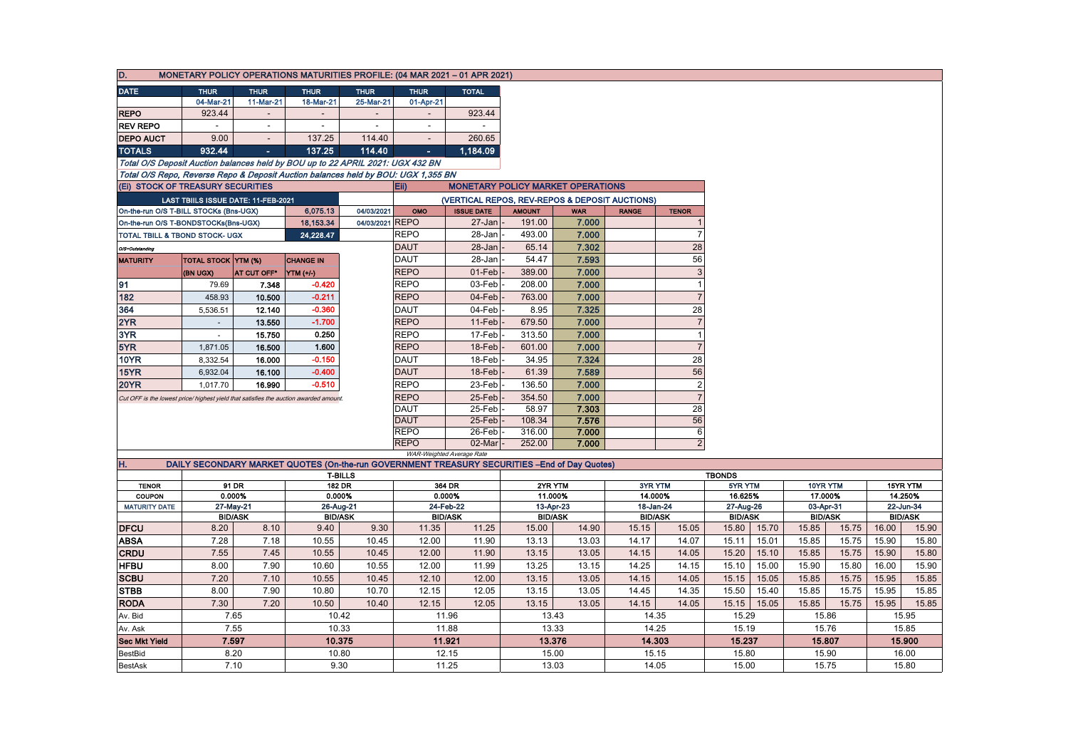## D. MONETARY POLICY OPERATIONS MATURITIES PROFILE: (04 MAR 2021 – 01 APR 2021)

| DATE | THUR | THUR | THUR | THUR | THUR | TOTAL |
|---|---|---|---|---|---|---|
| | 04-Mar-21 | 11-Mar-21 | 18-Mar-21 | 25-Mar-21 | 01-Apr-21 | |
| REPO | 923.44 | - | - | - | - | 923.44 |
| REV REPO | - | - | - | - | - | - |
| DEPO AUCT | 9.00 | - | 137.25 | 114.40 | - | 260.65 |
| TOTALS | 932.44 | - | 137.25 | 114.40 | - | 1,184.09 |

*Total O/S Deposit Auction balances held by BOU up to 22 APRIL 2021: UGX 432 BN*

*Total O/S Repo, Reverse Repo & Deposit Auction balances held by BOU: UGX 1,355 BN*

### (Ei) STOCK OF TREASURY SECURITIES

| LAST TBIILS ISSUE DATE: 11-FEB-2021 | | | |
|---|---|---|---|
| On-the-run O/S T-BILL STOCKs (Bns-UGX) | | 6,075.13 | 04/03/2021 |
| On-the-run O/S T-BONDSTOCKs(Bns-UGX) | | 18,153.34 | 04/03/2021 |
| TOTAL TBILL & TBOND STOCK- UGX | | 24,228.47 | |

O/S=Outstanding

| MATURITY | TOTAL STOCK (BN UGX) | YTM (%) AT CUT OFF* | CHANGE IN YTM (+/-) |
|---|---|---|---|
| 91 | 79.69 | 7.348 | -0.420 |
| 182 | 458.93 | 10.500 | -0.211 |
| 364 | 5,536.51 | 12.140 | -0.360 |
| 2YR | - | 13.550 | -1.700 |
| 3YR | - | 15.750 | 0.250 |
| 5YR | 1,871.05 | 16.500 | 1.600 |
| 10YR | 8,332.54 | 16.000 | -0.150 |
| 15YR | 6,932.04 | 16.100 | -0.400 |
| 20YR | 1,017.70 | 16.990 | -0.510 |

*Cut OFF is the lowest price/ highest yield that satisfies the auction awarded amount.*

### Eii) MONETARY POLICY MARKET OPERATIONS

(VERTICAL REPOS, REV-REPOS & DEPOSIT AUCTIONS)

| OMO | ISSUE DATE | AMOUNT | WAR | RANGE | TENOR |
|---|---|---|---|---|---|
| REPO | 27-Jan - | 191.00 | 7.000 | | 1 |
| REPO | 28-Jan - | 493.00 | 7.000 | | 7 |
| DAUT | 28-Jan - | 65.14 | 7.302 | | 28 |
| DAUT | 28-Jan - | 54.47 | 7.593 | | 56 |
| REPO | 01-Feb - | 389.00 | 7.000 | | 3 |
| REPO | 03-Feb - | 208.00 | 7.000 | | 1 |
| REPO | 04-Feb - | 763.00 | 7.000 | | 7 |
| DAUT | 04-Feb - | 8.95 | 7.325 | | 28 |
| REPO | 11-Feb - | 679.50 | 7.000 | | 7 |
| REPO | 17-Feb - | 313.50 | 7.000 | | 1 |
| REPO | 18-Feb - | 601.00 | 7.000 | | 7 |
| DAUT | 18-Feb - | 34.95 | 7.324 | | 28 |
| DAUT | 18-Feb - | 61.39 | 7.589 | | 56 |
| REPO | 23-Feb - | 136.50 | 7.000 | | 2 |
| REPO | 25-Feb - | 354.50 | 7.000 | | 7 |
| DAUT | 25-Feb - | 58.97 | 7.303 | | 28 |
| DAUT | 25-Feb - | 108.34 | 7.576 | | 56 |
| REPO | 26-Feb - | 316.00 | 7.000 | | 6 |
| REPO | 02-Mar - | 252.00 | 7.000 | | 2 |

*WAR-Weighted Average Rate*

## H. DAILY SECONDARY MARKET QUOTES (On-the-run GOVERNMENT TREASURY SECURITIES –End of Day Quotes)

| | T-BILLS | | | | | | TBONDS | | | | | | | | | |
|---|---|---|---|---|---|---|---|---|---|---|---|---|---|---|---|---|
| TENOR | 91 DR | | 182 DR | | 364 DR | | 2YR YTM | | 3YR YTM | | 5YR YTM | | 10YR YTM | | 15YR YTM | |
| COUPON | 0.000% | | 0.000% | | 0.000% | | 11.000% | | 14.000% | | 16.625% | | 17.000% | | 14.250% | |
| MATURITY DATE | 27-May-21 | | 26-Aug-21 | | 24-Feb-22 | | 13-Apr-23 | | 18-Jan-24 | | 27-Aug-26 | | 03-Apr-31 | | 22-Jun-34 | |
| | BID/ASK | | BID/ASK | | BID/ASK | | BID/ASK | | BID/ASK | | BID/ASK | | BID/ASK | | BID/ASK | |
| DFCU | 8.20 | 8.10 | 9.40 | 9.30 | 11.35 | 11.25 | 15.00 | 14.90 | 15.15 | 15.05 | 15.80 | 15.70 | 15.85 | 15.75 | 16.00 | 15.90 |
| ABSA | 7.28 | 7.18 | 10.55 | 10.45 | 12.00 | 11.90 | 13.13 | 13.03 | 14.17 | 14.07 | 15.11 | 15.01 | 15.85 | 15.75 | 15.90 | 15.80 |
| CRDU | 7.55 | 7.45 | 10.55 | 10.45 | 12.00 | 11.90 | 13.15 | 13.05 | 14.15 | 14.05 | 15.20 | 15.10 | 15.85 | 15.75 | 15.90 | 15.80 |
| HFBU | 8.00 | 7.90 | 10.60 | 10.55 | 12.00 | 11.99 | 13.25 | 13.15 | 14.25 | 14.15 | 15.10 | 15.00 | 15.90 | 15.80 | 16.00 | 15.90 |
| SCBU | 7.20 | 7.10 | 10.55 | 10.45 | 12.10 | 12.00 | 13.15 | 13.05 | 14.15 | 14.05 | 15.15 | 15.05 | 15.85 | 15.75 | 15.95 | 15.85 |
| STBB | 8.00 | 7.90 | 10.80 | 10.70 | 12.15 | 12.05 | 13.15 | 13.05 | 14.45 | 14.35 | 15.50 | 15.40 | 15.85 | 15.75 | 15.95 | 15.85 |
| RODA | 7.30 | 7.20 | 10.50 | 10.40 | 12.15 | 12.05 | 13.15 | 13.05 | 14.15 | 14.05 | 15.15 | 15.05 | 15.85 | 15.75 | 15.95 | 15.85 |
| Av. Bid | 7.65 | | 10.42 | | 11.96 | | 13.43 | | 14.35 | | 15.29 | | 15.86 | | 15.95 | |
| Av. Ask | 7.55 | | 10.33 | | 11.88 | | 13.33 | | 14.25 | | 15.19 | | 15.76 | | 15.85 | |
| Sec Mkt Yield | 7.597 | | 10.375 | | 11.921 | | 13.376 | | 14.303 | | 15.237 | | 15.807 | | 15.900 | |
| BestBid | 8.20 | | 10.80 | | 12.15 | | 15.00 | | 15.15 | | 15.80 | | 15.90 | | 16.00 | |
| BestAsk | 7.10 | | 9.30 | | 11.25 | | 13.03 | | 14.05 | | 15.00 | | 15.75 | | 15.80 | |